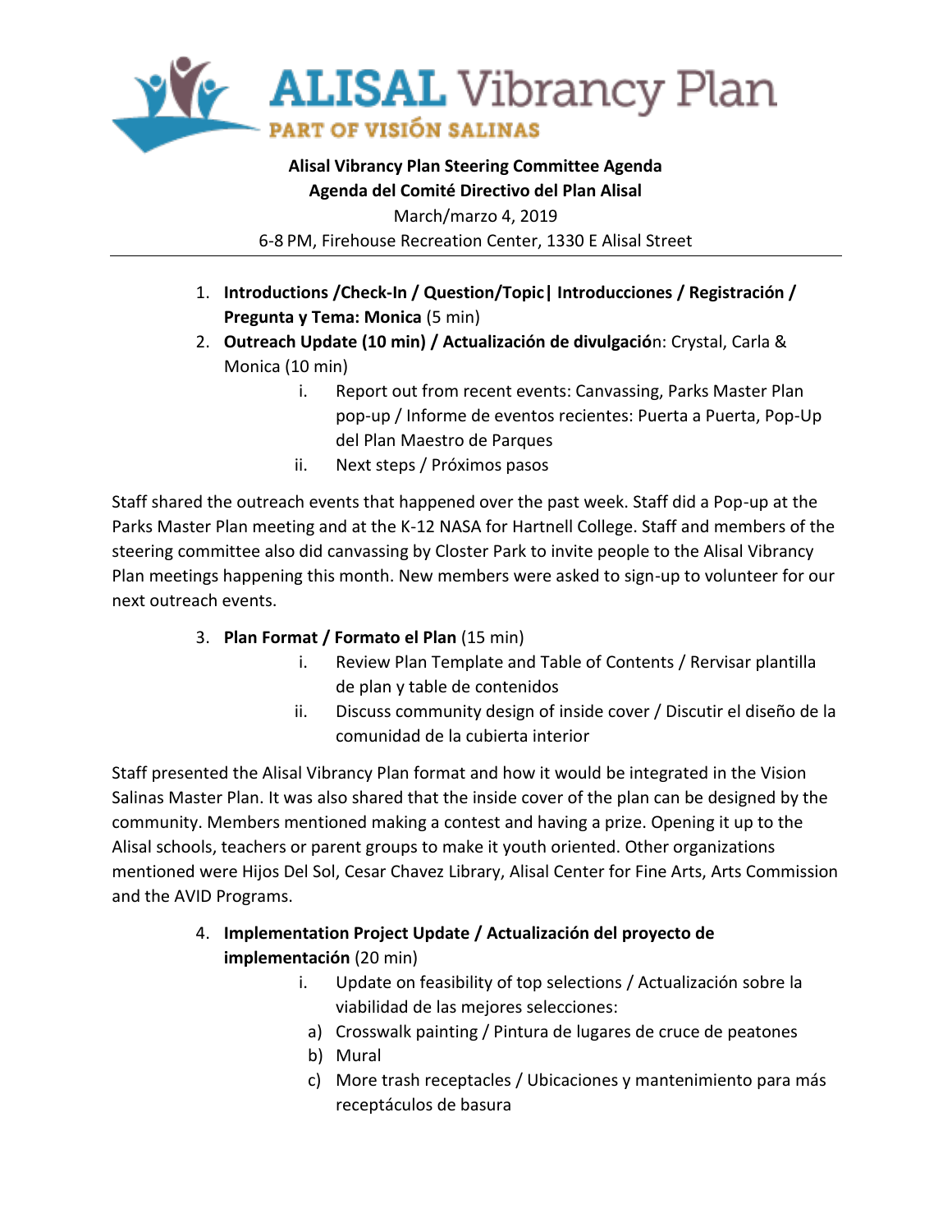# ALISAL Vibrancy Plan

PART OF VISIÓN SALINAS

**Alisal Vibrancy Plan Steering Committee Agenda**
**Agenda del Comité Directivo del Plan Alisal**
March/marzo 4, 2019
6-8 PM, Firehouse Recreation Center, 1330 E Alisal Street

---

1. **Introductions /Check-In / Question/Topic| Introducciones / Registración / Pregunta y Tema: Monica** (5 min)
2. **Outreach Update (10 min) / Actualización de divulgació**n: Crystal, Carla & Monica (10 min)
   i. Report out from recent events: Canvassing, Parks Master Plan pop-up / Informe de eventos recientes: Puerta a Puerta, Pop-Up del Plan Maestro de Parques
   ii. Next steps / Próximos pasos

Staff shared the outreach events that happened over the past week. Staff did a Pop-up at the Parks Master Plan meeting and at the K-12 NASA for Hartnell College. Staff and members of the steering committee also did canvassing by Closter Park to invite people to the Alisal Vibrancy Plan meetings happening this month. New members were asked to sign-up to volunteer for our next outreach events.

3. **Plan Format / Formato el Plan** (15 min)
   i. Review Plan Template and Table of Contents / Rervisar plantilla de plan y table de contenidos
   ii. Discuss community design of inside cover / Discutir el diseño de la comunidad de la cubierta interior

Staff presented the Alisal Vibrancy Plan format and how it would be integrated in the Vision Salinas Master Plan. It was also shared that the inside cover of the plan can be designed by the community. Members mentioned making a contest and having a prize. Opening it up to the Alisal schools, teachers or parent groups to make it youth oriented. Other organizations mentioned were Hijos Del Sol, Cesar Chavez Library, Alisal Center for Fine Arts, Arts Commission and the AVID Programs.

4. **Implementation Project Update / Actualización del proyecto de implementación** (20 min)
   i. Update on feasibility of top selections / Actualización sobre la viabilidad de las mejores selecciones:
      a) Crosswalk painting / Pintura de lugares de cruce de peatones
      b) Mural
      c) More trash receptacles / Ubicaciones y mantenimiento para más receptáculos de basura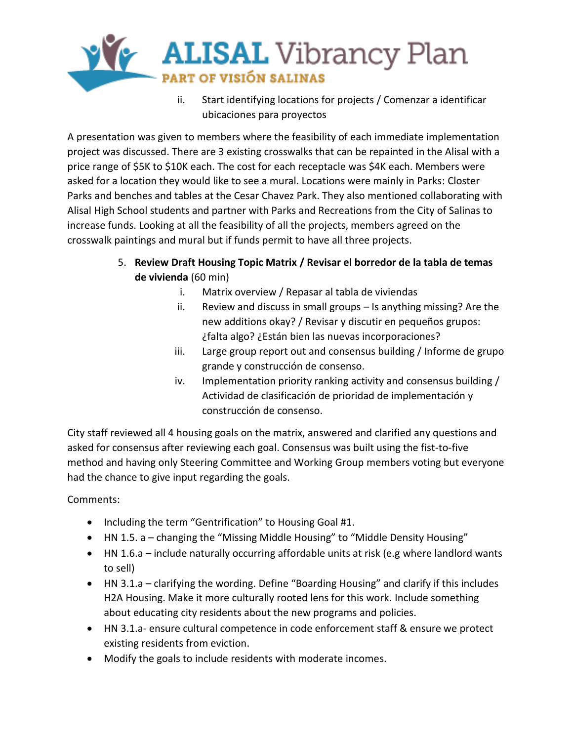ii. Start identifying locations for projects / Comenzar a identificar ubicaciones para proyectos

A presentation was given to members where the feasibility of each immediate implementation project was discussed. There are 3 existing crosswalks that can be repainted in the Alisal with a price range of $5K to $10K each. The cost for each receptacle was $4K each. Members were asked for a location they would like to see a mural. Locations were mainly in Parks: Closter Parks and benches and tables at the Cesar Chavez Park. They also mentioned collaborating with Alisal High School students and partner with Parks and Recreations from the City of Salinas to increase funds. Looking at all the feasibility of all the projects, members agreed on the crosswalk paintings and mural but if funds permit to have all three projects.

5. **Review Draft Housing Topic Matrix / Revisar el borredor de la tabla de temas de vivienda** (60 min)
   i. Matrix overview / Repasar al tabla de viviendas
   ii. Review and discuss in small groups – Is anything missing? Are the new additions okay? / Revisar y discutir en pequeños grupos: ¿falta algo? ¿Están bien las nuevas incorporaciones?
   iii. Large group report out and consensus building / Informe de grupo grande y construcción de consenso.
   iv. Implementation priority ranking activity and consensus building / Actividad de clasificación de prioridad de implementación y construcción de consenso.

City staff reviewed all 4 housing goals on the matrix, answered and clarified any questions and asked for consensus after reviewing each goal. Consensus was built using the fist-to-five method and having only Steering Committee and Working Group members voting but everyone had the chance to give input regarding the goals.

Comments:

- Including the term "Gentrification" to Housing Goal #1.
- HN 1.5. a – changing the "Missing Middle Housing" to "Middle Density Housing"
- HN 1.6.a – include naturally occurring affordable units at risk (e.g where landlord wants to sell)
- HN 3.1.a – clarifying the wording. Define "Boarding Housing" and clarify if this includes H2A Housing. Make it more culturally rooted lens for this work. Include something about educating city residents about the new programs and policies.
- HN 3.1.a- ensure cultural competence in code enforcement staff & ensure we protect existing residents from eviction.
- Modify the goals to include residents with moderate incomes.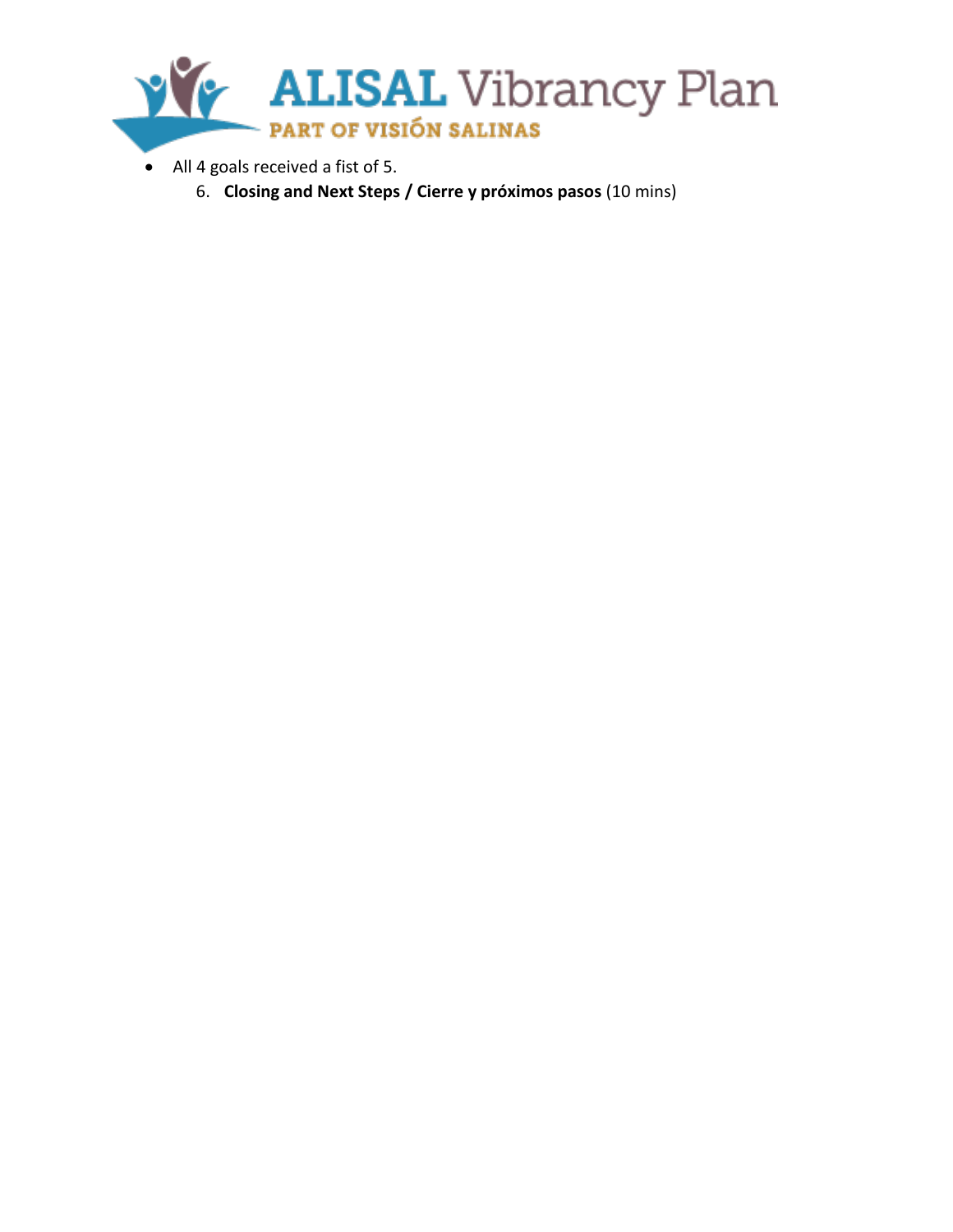- All 4 goals received a fist of 5.

6. **Closing and Next Steps / Cierre y próximos pasos** (10 mins)